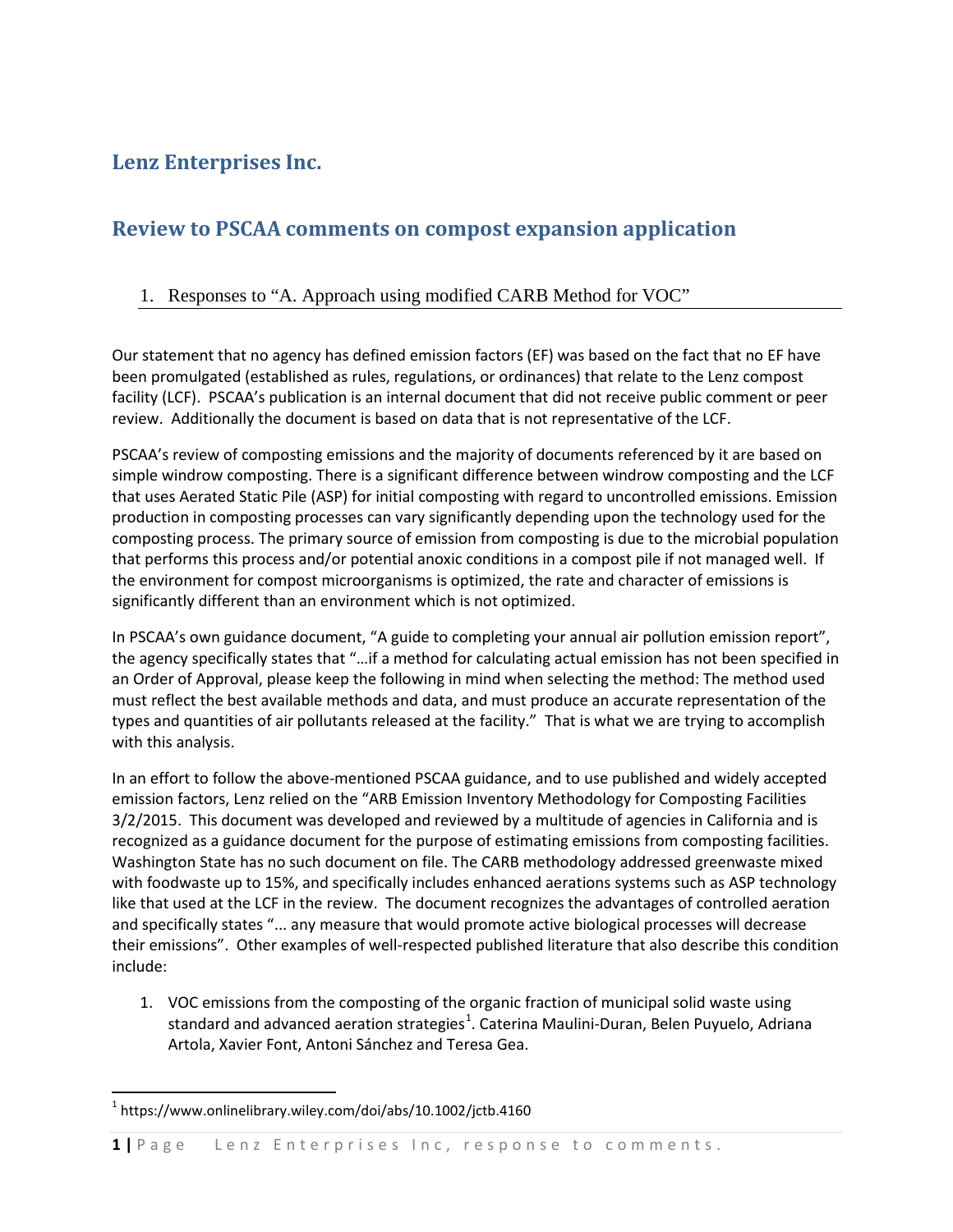# Lenz Enterprises Inc.

# Review to PSCAA comments on compost expansion application

## 1. Responses to "A. Approach using modified CARB Method for VOC"

Our statement that no agency has defined emission factors (EF) was based on the fact that no EF have been promulgated (established as rules, regulations, or ordinances) that relate to the Lenz compost facility (LCF). PSCAA's publication is an internal document that did not receive public comment or peer review. Additionally the document is based on data that is not representative of the LCF.

PSCAA's review of composting emissions and the majority of documents referenced by it are based on simple windrow composting. There is a significant difference between windrow composting and the LCF that uses Aerated Static Pile (ASP) for initial composting with regard to uncontrolled emissions. Emission production in composting processes can vary significantly depending upon the technology used for the composting process. The primary source of emission from composting is due to the microbial population that performs this process and/or potential anoxic conditions in a compost pile if not managed well. If the environment for compost microorganisms is optimized, the rate and character of emissions is significantly different than an environment which is not optimized.

In PSCAA's own guidance document, "A guide to completing your annual air pollution emission report", the agency specifically states that "…if a method for calculating actual emission has not been specified in an Order of Approval, please keep the following in mind when selecting the method: The method used must reflect the best available methods and data, and must produce an accurate representation of the types and quantities of air pollutants released at the facility." That is what we are trying to accomplish with this analysis.

In an effort to follow the above-mentioned PSCAA guidance, and to use published and widely accepted emission factors, Lenz relied on the "ARB Emission Inventory Methodology for Composting Facilities 3/2/2015. This document was developed and reviewed by a multitude of agencies in California and is recognized as a guidance document for the purpose of estimating emissions from composting facilities. Washington State has no such document on file. The CARB methodology addressed greenwaste mixed with foodwaste up to 15%, and specifically includes enhanced aerations systems such as ASP technology like that used at the LCF in the review. The document recognizes the advantages of controlled aeration and specifically states "... any measure that would promote active biological processes will decrease their emissions". Other examples of well-respected published literature that also describe this condition include:

1. VOC emissions from the composting of the organic fraction of municipal solid waste using standard and advanced aeration strategies[1]. Caterina Maulini-Duran, Belen Puyuelo, Adriana Artola, Xavier Font, Antoni Sánchez and Teresa Gea.

---

[1] https://www.onlinelibrary.wiley.com/doi/abs/10.1002/jctb.4160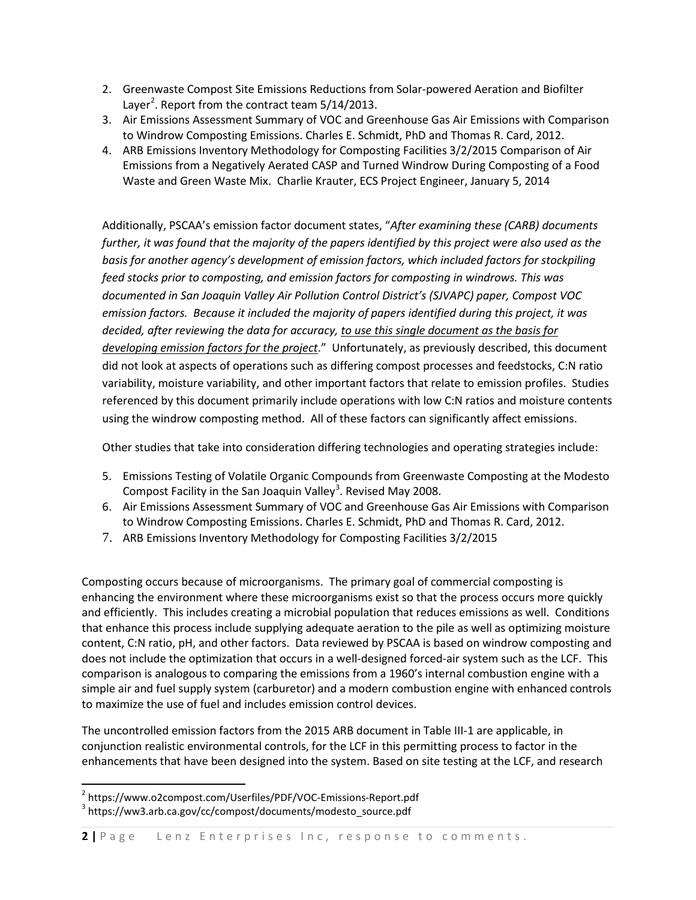2. Greenwaste Compost Site Emissions Reductions from Solar-powered Aeration and Biofilter Layer[2]. Report from the contract team 5/14/2013.
3. Air Emissions Assessment Summary of VOC and Greenhouse Gas Air Emissions with Comparison to Windrow Composting Emissions. Charles E. Schmidt, PhD and Thomas R. Card, 2012.
4. ARB Emissions Inventory Methodology for Composting Facilities 3/2/2015 Comparison of Air Emissions from a Negatively Aerated CASP and Turned Windrow During Composting of a Food Waste and Green Waste Mix. Charlie Krauter, ECS Project Engineer, January 5, 2014

Additionally, PSCAA's emission factor document states, "*After examining these (CARB) documents further, it was found that the majority of the papers identified by this project were also used as the basis for another agency's development of emission factors, which included factors for stockpiling feed stocks prior to composting, and emission factors for composting in windrows. This was documented in San Joaquin Valley Air Pollution Control District's (SJVAPC) paper, Compost VOC emission factors. Because it included the majority of papers identified during this project, it was decided, after reviewing the data for accuracy, to use this single document as the basis for developing emission factors for the project*." Unfortunately, as previously described, this document did not look at aspects of operations such as differing compost processes and feedstocks, C:N ratio variability, moisture variability, and other important factors that relate to emission profiles. Studies referenced by this document primarily include operations with low C:N ratios and moisture contents using the windrow composting method. All of these factors can significantly affect emissions.

Other studies that take into consideration differing technologies and operating strategies include:

5. Emissions Testing of Volatile Organic Compounds from Greenwaste Composting at the Modesto Compost Facility in the San Joaquin Valley[3]. Revised May 2008.
6. Air Emissions Assessment Summary of VOC and Greenhouse Gas Air Emissions with Comparison to Windrow Composting Emissions. Charles E. Schmidt, PhD and Thomas R. Card, 2012.
7. ARB Emissions Inventory Methodology for Composting Facilities 3/2/2015

Composting occurs because of microorganisms. The primary goal of commercial composting is enhancing the environment where these microorganisms exist so that the process occurs more quickly and efficiently. This includes creating a microbial population that reduces emissions as well. Conditions that enhance this process include supplying adequate aeration to the pile as well as optimizing moisture content, C:N ratio, pH, and other factors. Data reviewed by PSCAA is based on windrow composting and does not include the optimization that occurs in a well-designed forced-air system such as the LCF. This comparison is analogous to comparing the emissions from a 1960's internal combustion engine with a simple air and fuel supply system (carburetor) and a modern combustion engine with enhanced controls to maximize the use of fuel and includes emission control devices.

The uncontrolled emission factors from the 2015 ARB document in Table III-1 are applicable, in conjunction realistic environmental controls, for the LCF in this permitting process to factor in the enhancements that have been designed into the system. Based on site testing at the LCF, and research

[2] https://www.o2compost.com/Userfiles/PDF/VOC-Emissions-Report.pdf

[3] https://ww3.arb.ca.gov/cc/compost/documents/modesto_source.pdf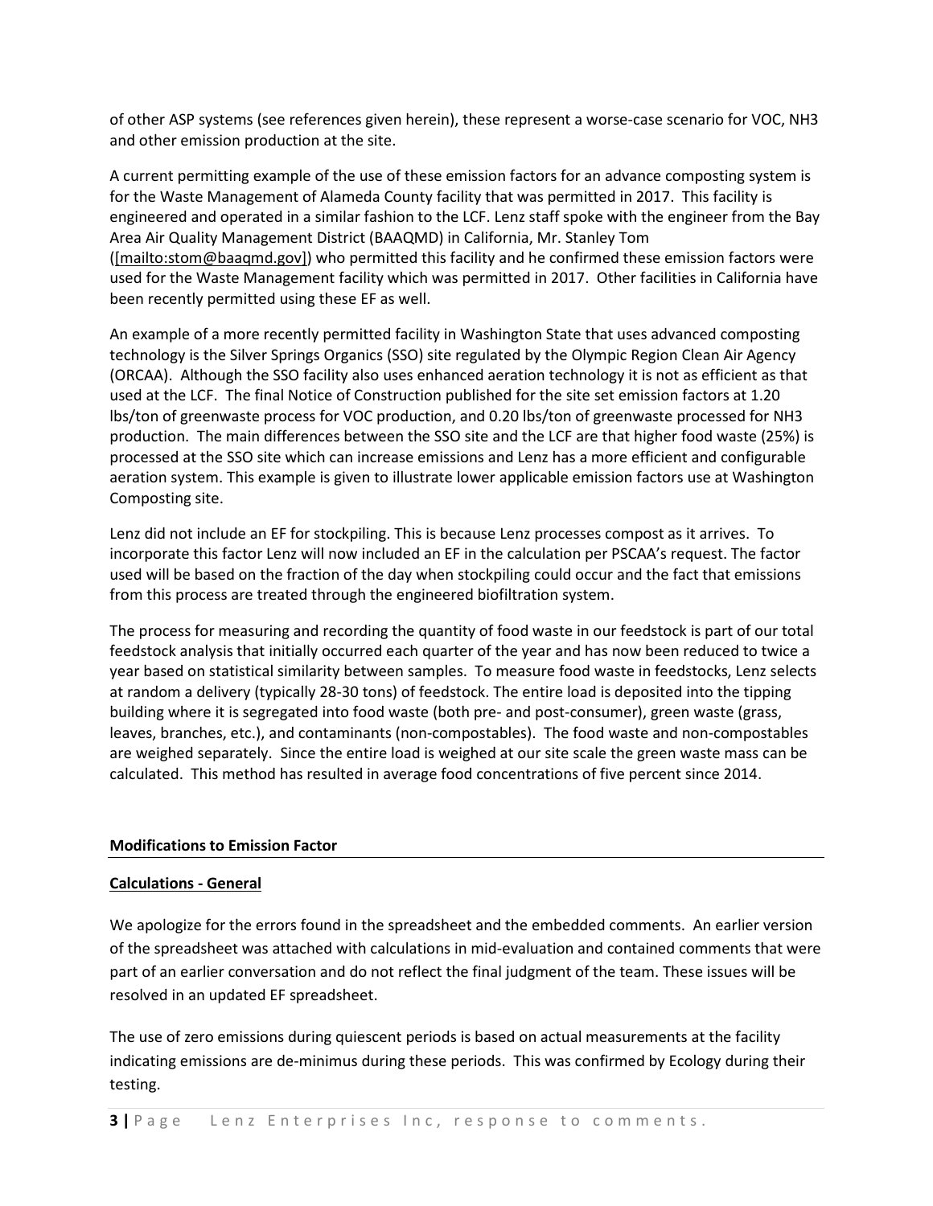of other ASP systems (see references given herein), these represent a worse-case scenario for VOC, NH3 and other emission production at the site.

A current permitting example of the use of these emission factors for an advance composting system is for the Waste Management of Alameda County facility that was permitted in 2017. This facility is engineered and operated in a similar fashion to the LCF. Lenz staff spoke with the engineer from the Bay Area Air Quality Management District (BAAQMD) in California, Mr. Stanley Tom ([mailto:stom@baaqmd.gov]) who permitted this facility and he confirmed these emission factors were used for the Waste Management facility which was permitted in 2017. Other facilities in California have been recently permitted using these EF as well.

An example of a more recently permitted facility in Washington State that uses advanced composting technology is the Silver Springs Organics (SSO) site regulated by the Olympic Region Clean Air Agency (ORCAA). Although the SSO facility also uses enhanced aeration technology it is not as efficient as that used at the LCF. The final Notice of Construction published for the site set emission factors at 1.20 lbs/ton of greenwaste process for VOC production, and 0.20 lbs/ton of greenwaste processed for NH3 production. The main differences between the SSO site and the LCF are that higher food waste (25%) is processed at the SSO site which can increase emissions and Lenz has a more efficient and configurable aeration system. This example is given to illustrate lower applicable emission factors use at Washington Composting site.

Lenz did not include an EF for stockpiling. This is because Lenz processes compost as it arrives. To incorporate this factor Lenz will now included an EF in the calculation per PSCAA's request. The factor used will be based on the fraction of the day when stockpiling could occur and the fact that emissions from this process are treated through the engineered biofiltration system.

The process for measuring and recording the quantity of food waste in our feedstock is part of our total feedstock analysis that initially occurred each quarter of the year and has now been reduced to twice a year based on statistical similarity between samples. To measure food waste in feedstocks, Lenz selects at random a delivery (typically 28-30 tons) of feedstock. The entire load is deposited into the tipping building where it is segregated into food waste (both pre- and post-consumer), green waste (grass, leaves, branches, etc.), and contaminants (non-compostables). The food waste and non-compostables are weighed separately. Since the entire load is weighed at our site scale the green waste mass can be calculated. This method has resulted in average food concentrations of five percent since 2014.

## Modifications to Emission Factor

### Calculations - General

We apologize for the errors found in the spreadsheet and the embedded comments. An earlier version of the spreadsheet was attached with calculations in mid-evaluation and contained comments that were part of an earlier conversation and do not reflect the final judgment of the team. These issues will be resolved in an updated EF spreadsheet.

The use of zero emissions during quiescent periods is based on actual measurements at the facility indicating emissions are de-minimus during these periods. This was confirmed by Ecology during their testing.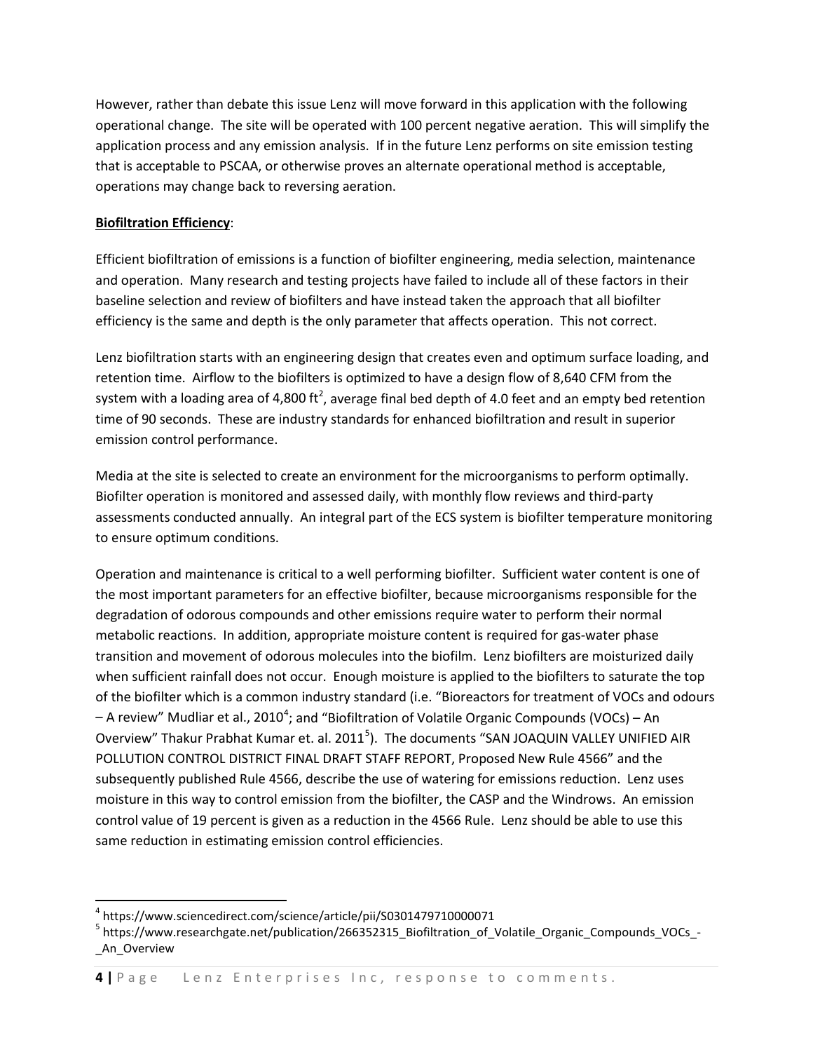However, rather than debate this issue Lenz will move forward in this application with the following operational change. The site will be operated with 100 percent negative aeration. This will simplify the application process and any emission analysis. If in the future Lenz performs on site emission testing that is acceptable to PSCAA, or otherwise proves an alternate operational method is acceptable, operations may change back to reversing aeration.

**Biofiltration Efficiency**:

Efficient biofiltration of emissions is a function of biofilter engineering, media selection, maintenance and operation. Many research and testing projects have failed to include all of these factors in their baseline selection and review of biofilters and have instead taken the approach that all biofilter efficiency is the same and depth is the only parameter that affects operation. This not correct.

Lenz biofiltration starts with an engineering design that creates even and optimum surface loading, and retention time. Airflow to the biofilters is optimized to have a design flow of 8,640 CFM from the system with a loading area of 4,800 $ft^2$, average final bed depth of 4.0 feet and an empty bed retention time of 90 seconds. These are industry standards for enhanced biofiltration and result in superior emission control performance.

Media at the site is selected to create an environment for the microorganisms to perform optimally. Biofilter operation is monitored and assessed daily, with monthly flow reviews and third-party assessments conducted annually. An integral part of the ECS system is biofilter temperature monitoring to ensure optimum conditions.

Operation and maintenance is critical to a well performing biofilter. Sufficient water content is one of the most important parameters for an effective biofilter, because microorganisms responsible for the degradation of odorous compounds and other emissions require water to perform their normal metabolic reactions. In addition, appropriate moisture content is required for gas-water phase transition and movement of odorous molecules into the biofilm. Lenz biofilters are moisturized daily when sufficient rainfall does not occur. Enough moisture is applied to the biofilters to saturate the top of the biofilter which is a common industry standard (i.e. "Bioreactors for treatment of VOCs and odours – A review" Mudliar et al., 2010[4]; and "Biofiltration of Volatile Organic Compounds (VOCs) – An Overview" Thakur Prabhat Kumar et. al. 2011[5]). The documents "SAN JOAQUIN VALLEY UNIFIED AIR POLLUTION CONTROL DISTRICT FINAL DRAFT STAFF REPORT, Proposed New Rule 4566" and the subsequently published Rule 4566, describe the use of watering for emissions reduction. Lenz uses moisture in this way to control emission from the biofilter, the CASP and the Windrows. An emission control value of 19 percent is given as a reduction in the 4566 Rule. Lenz should be able to use this same reduction in estimating emission control efficiencies.

---

[4] https://www.sciencedirect.com/science/article/pii/S0301479710000071

[5] https://www.researchgate.net/publication/266352315_Biofiltration_of_Volatile_Organic_Compounds_VOCs_-_An_Overview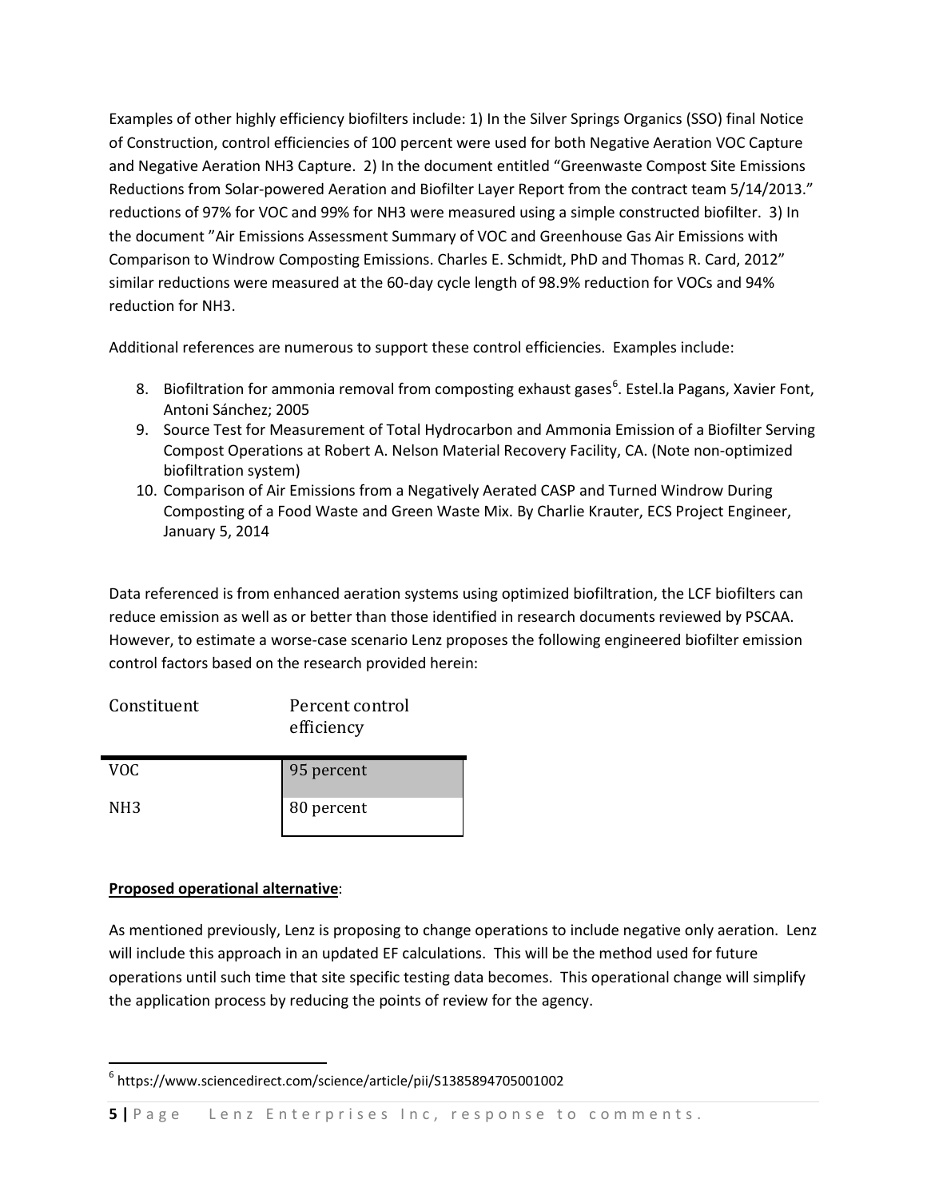Examples of other highly efficiency biofilters include: 1) In the Silver Springs Organics (SSO) final Notice of Construction, control efficiencies of 100 percent were used for both Negative Aeration VOC Capture and Negative Aeration NH3 Capture. 2) In the document entitled "Greenwaste Compost Site Emissions Reductions from Solar-powered Aeration and Biofilter Layer Report from the contract team 5/14/2013." reductions of 97% for VOC and 99% for NH3 were measured using a simple constructed biofilter. 3) In the document "Air Emissions Assessment Summary of VOC and Greenhouse Gas Air Emissions with Comparison to Windrow Composting Emissions. Charles E. Schmidt, PhD and Thomas R. Card, 2012" similar reductions were measured at the 60-day cycle length of 98.9% reduction for VOCs and 94% reduction for NH3.

Additional references are numerous to support these control efficiencies. Examples include:

8. Biofiltration for ammonia removal from composting exhaust gases[6]. Estel.la Pagans, Xavier Font, Antoni Sánchez; 2005
9. Source Test for Measurement of Total Hydrocarbon and Ammonia Emission of a Biofilter Serving Compost Operations at Robert A. Nelson Material Recovery Facility, CA. (Note non-optimized biofiltration system)
10. Comparison of Air Emissions from a Negatively Aerated CASP and Turned Windrow During Composting of a Food Waste and Green Waste Mix. By Charlie Krauter, ECS Project Engineer, January 5, 2014

Data referenced is from enhanced aeration systems using optimized biofiltration, the LCF biofilters can reduce emission as well as or better than those identified in research documents reviewed by PSCAA. However, to estimate a worse-case scenario Lenz proposes the following engineered biofilter emission control factors based on the research provided herein:

| Constituent | Percent control efficiency |
|---|---|
| VOC | 95 percent |
| NH3 | 80 percent |

**Proposed operational alternative**:

As mentioned previously, Lenz is proposing to change operations to include negative only aeration. Lenz will include this approach in an updated EF calculations. This will be the method used for future operations until such time that site specific testing data becomes. This operational change will simplify the application process by reducing the points of review for the agency.

[6] https://www.sciencedirect.com/science/article/pii/S1385894705001002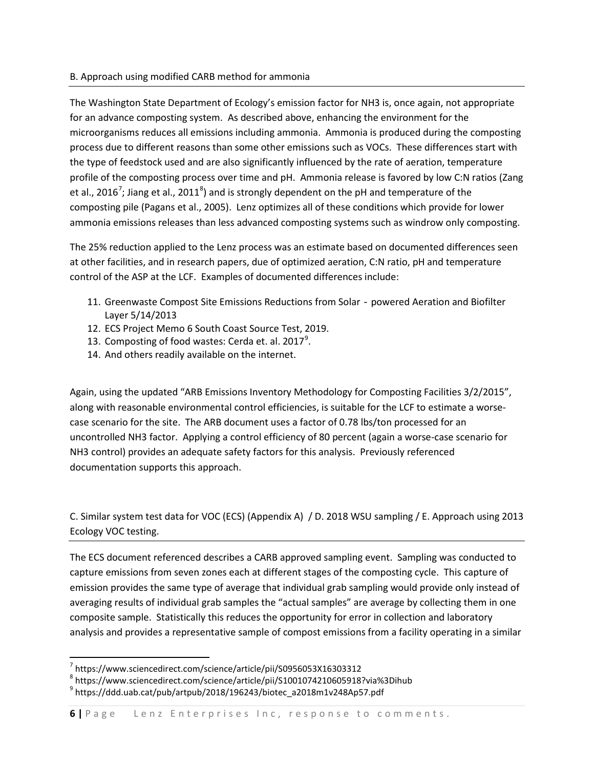B. Approach using modified CARB method for ammonia

The Washington State Department of Ecology's emission factor for NH3 is, once again, not appropriate for an advance composting system. As described above, enhancing the environment for the microorganisms reduces all emissions including ammonia. Ammonia is produced during the composting process due to different reasons than some other emissions such as VOCs. These differences start with the type of feedstock used and are also significantly influenced by the rate of aeration, temperature profile of the composting process over time and pH. Ammonia release is favored by low C:N ratios (Zang et al., 2016[7]; Jiang et al., 2011[8]) and is strongly dependent on the pH and temperature of the composting pile (Pagans et al., 2005). Lenz optimizes all of these conditions which provide for lower ammonia emissions releases than less advanced composting systems such as windrow only composting.

The 25% reduction applied to the Lenz process was an estimate based on documented differences seen at other facilities, and in research papers, due of optimized aeration, C:N ratio, pH and temperature control of the ASP at the LCF. Examples of documented differences include:

11. Greenwaste Compost Site Emissions Reductions from Solar - powered Aeration and Biofilter Layer 5/14/2013
12. ECS Project Memo 6 South Coast Source Test, 2019.
13. Composting of food wastes: Cerda et. al. 2017[9].
14. And others readily available on the internet.

Again, using the updated "ARB Emissions Inventory Methodology for Composting Facilities 3/2/2015", along with reasonable environmental control efficiencies, is suitable for the LCF to estimate a worse-case scenario for the site. The ARB document uses a factor of 0.78 lbs/ton processed for an uncontrolled NH3 factor. Applying a control efficiency of 80 percent (again a worse-case scenario for NH3 control) provides an adequate safety factors for this analysis. Previously referenced documentation supports this approach.

C. Similar system test data for VOC (ECS) (Appendix A) / D. 2018 WSU sampling / E. Approach using 2013 Ecology VOC testing.

The ECS document referenced describes a CARB approved sampling event. Sampling was conducted to capture emissions from seven zones each at different stages of the composting cycle. This capture of emission provides the same type of average that individual grab sampling would provide only instead of averaging results of individual grab samples the "actual samples" are average by collecting them in one composite sample. Statistically this reduces the opportunity for error in collection and laboratory analysis and provides a representative sample of compost emissions from a facility operating in a similar

[7] https://www.sciencedirect.com/science/article/pii/S0956053X16303312

[8] https://www.sciencedirect.com/science/article/pii/S1001074210605918?via%3Dihub

[9] https://ddd.uab.cat/pub/artpub/2018/196243/biotec_a2018m1v248Ap57.pdf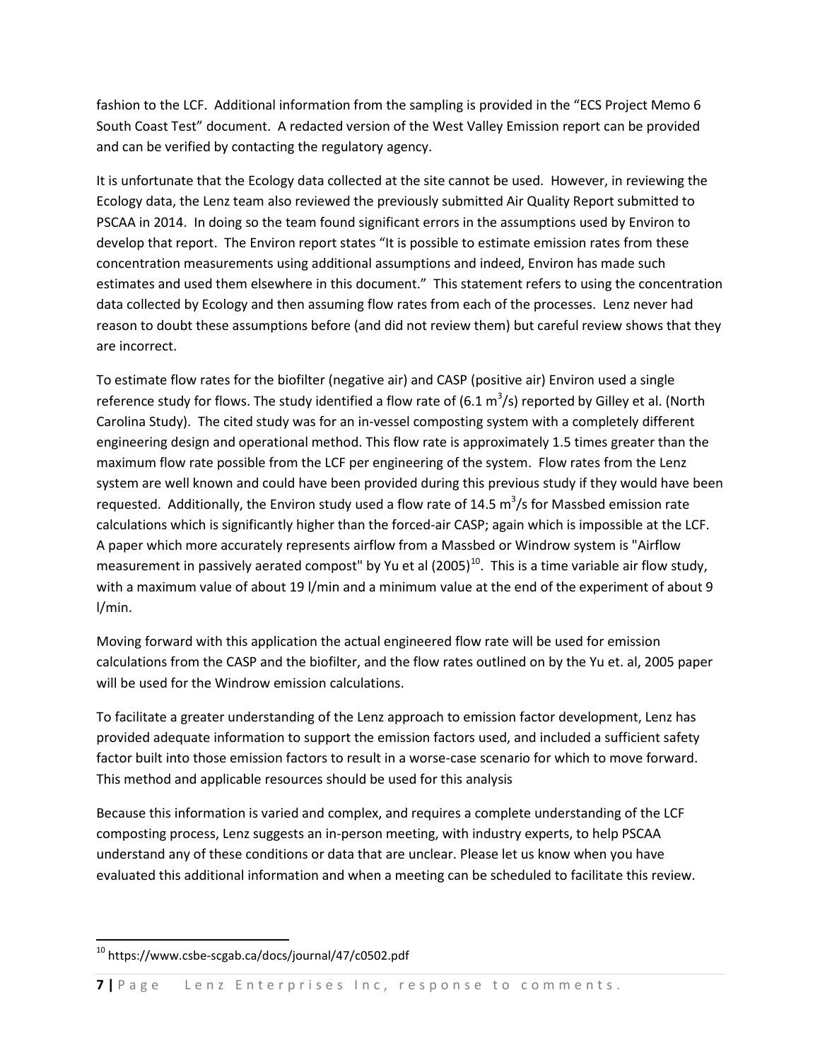fashion to the LCF. Additional information from the sampling is provided in the "ECS Project Memo 6 South Coast Test" document. A redacted version of the West Valley Emission report can be provided and can be verified by contacting the regulatory agency.

It is unfortunate that the Ecology data collected at the site cannot be used. However, in reviewing the Ecology data, the Lenz team also reviewed the previously submitted Air Quality Report submitted to PSCAA in 2014. In doing so the team found significant errors in the assumptions used by Environ to develop that report. The Environ report states "It is possible to estimate emission rates from these concentration measurements using additional assumptions and indeed, Environ has made such estimates and used them elsewhere in this document." This statement refers to using the concentration data collected by Ecology and then assuming flow rates from each of the processes. Lenz never had reason to doubt these assumptions before (and did not review them) but careful review shows that they are incorrect.

To estimate flow rates for the biofilter (negative air) and CASP (positive air) Environ used a single reference study for flows. The study identified a flow rate of (6.1 $m^3$/s) reported by Gilley et al. (North Carolina Study). The cited study was for an in-vessel composting system with a completely different engineering design and operational method. This flow rate is approximately 1.5 times greater than the maximum flow rate possible from the LCF per engineering of the system. Flow rates from the Lenz system are well known and could have been provided during this previous study if they would have been requested. Additionally, the Environ study used a flow rate of 14.5 $m^3$/s for Massbed emission rate calculations which is significantly higher than the forced-air CASP; again which is impossible at the LCF. A paper which more accurately represents airflow from a Massbed or Windrow system is "Airflow measurement in passively aerated compost" by Yu et al (2005)[10]. This is a time variable air flow study, with a maximum value of about 19 l/min and a minimum value at the end of the experiment of about 9 l/min.

Moving forward with this application the actual engineered flow rate will be used for emission calculations from the CASP and the biofilter, and the flow rates outlined on by the Yu et. al, 2005 paper will be used for the Windrow emission calculations.

To facilitate a greater understanding of the Lenz approach to emission factor development, Lenz has provided adequate information to support the emission factors used, and included a sufficient safety factor built into those emission factors to result in a worse-case scenario for which to move forward. This method and applicable resources should be used for this analysis

Because this information is varied and complex, and requires a complete understanding of the LCF composting process, Lenz suggests an in-person meeting, with industry experts, to help PSCAA understand any of these conditions or data that are unclear. Please let us know when you have evaluated this additional information and when a meeting can be scheduled to facilitate this review.

---

[10] https://www.csbe-scgab.ca/docs/journal/47/c0502.pdf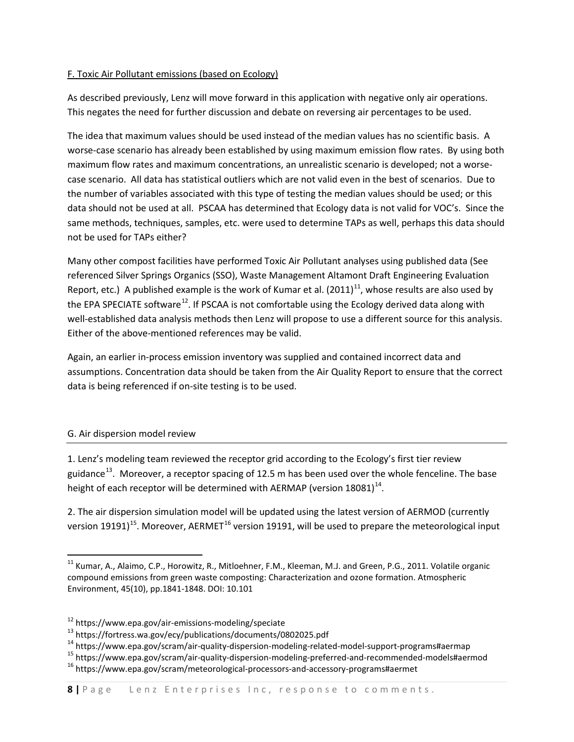F. Toxic Air Pollutant emissions (based on Ecology)

As described previously, Lenz will move forward in this application with negative only air operations. This negates the need for further discussion and debate on reversing air percentages to be used.

The idea that maximum values should be used instead of the median values has no scientific basis. A worse-case scenario has already been established by using maximum emission flow rates. By using both maximum flow rates and maximum concentrations, an unrealistic scenario is developed; not a worse-case scenario. All data has statistical outliers which are not valid even in the best of scenarios. Due to the number of variables associated with this type of testing the median values should be used; or this data should not be used at all. PSCAA has determined that Ecology data is not valid for VOC's. Since the same methods, techniques, samples, etc. were used to determine TAPs as well, perhaps this data should not be used for TAPs either?

Many other compost facilities have performed Toxic Air Pollutant analyses using published data (See referenced Silver Springs Organics (SSO), Waste Management Altamont Draft Engineering Evaluation Report, etc.) A published example is the work of Kumar et al. (2011)[11], whose results are also used by the EPA SPECIATE software[12]. If PSCAA is not comfortable using the Ecology derived data along with well-established data analysis methods then Lenz will propose to use a different source for this analysis. Either of the above-mentioned references may be valid.

Again, an earlier in-process emission inventory was supplied and contained incorrect data and assumptions. Concentration data should be taken from the Air Quality Report to ensure that the correct data is being referenced if on-site testing is to be used.

G. Air dispersion model review

1. Lenz's modeling team reviewed the receptor grid according to the Ecology's first tier review guidance[13]. Moreover, a receptor spacing of 12.5 m has been used over the whole fenceline. The base height of each receptor will be determined with AERMAP (version 18081)[14].

2. The air dispersion simulation model will be updated using the latest version of AERMOD (currently version 19191)[15]. Moreover, AERMET[16] version 19191, will be used to prepare the meteorological input

---

[11] Kumar, A., Alaimo, C.P., Horowitz, R., Mitloehner, F.M., Kleeman, M.J. and Green, P.G., 2011. Volatile organic compound emissions from green waste composting: Characterization and ozone formation. Atmospheric Environment, 45(10), pp.1841-1848. DOI: 10.101

[12] https://www.epa.gov/air-emissions-modeling/speciate

[13] https://fortress.wa.gov/ecy/publications/documents/0802025.pdf

[14] https://www.epa.gov/scram/air-quality-dispersion-modeling-related-model-support-programs#aermap

[15] https://www.epa.gov/scram/air-quality-dispersion-modeling-preferred-and-recommended-models#aermod

[16] https://www.epa.gov/scram/meteorological-processors-and-accessory-programs#aermet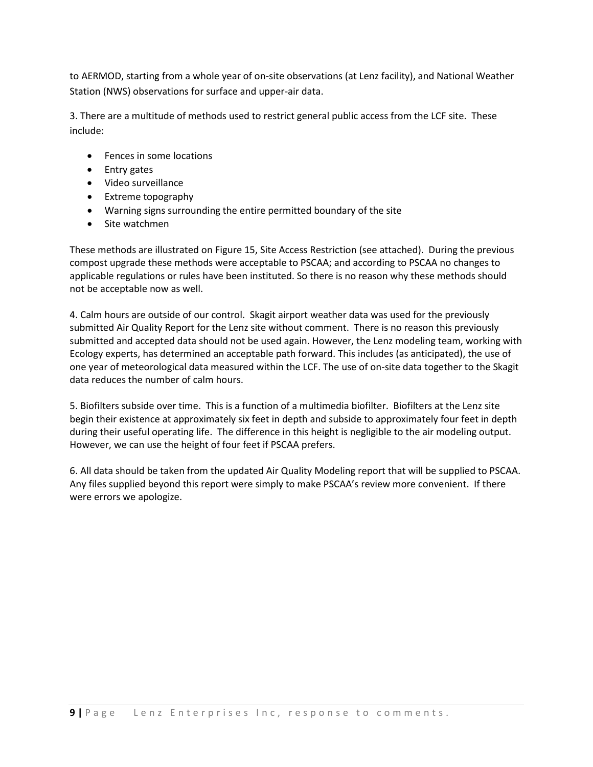to AERMOD, starting from a whole year of on-site observations (at Lenz facility), and National Weather Station (NWS) observations for surface and upper-air data.

3. There are a multitude of methods used to restrict general public access from the LCF site. These include:

- Fences in some locations
- Entry gates
- Video surveillance
- Extreme topography
- Warning signs surrounding the entire permitted boundary of the site
- Site watchmen

These methods are illustrated on Figure 15, Site Access Restriction (see attached). During the previous compost upgrade these methods were acceptable to PSCAA; and according to PSCAA no changes to applicable regulations or rules have been instituted. So there is no reason why these methods should not be acceptable now as well.

4. Calm hours are outside of our control. Skagit airport weather data was used for the previously submitted Air Quality Report for the Lenz site without comment. There is no reason this previously submitted and accepted data should not be used again. However, the Lenz modeling team, working with Ecology experts, has determined an acceptable path forward. This includes (as anticipated), the use of one year of meteorological data measured within the LCF. The use of on-site data together to the Skagit data reduces the number of calm hours.

5. Biofilters subside over time. This is a function of a multimedia biofilter. Biofilters at the Lenz site begin their existence at approximately six feet in depth and subside to approximately four feet in depth during their useful operating life. The difference in this height is negligible to the air modeling output. However, we can use the height of four feet if PSCAA prefers.

6. All data should be taken from the updated Air Quality Modeling report that will be supplied to PSCAA. Any files supplied beyond this report were simply to make PSCAA's review more convenient. If there were errors we apologize.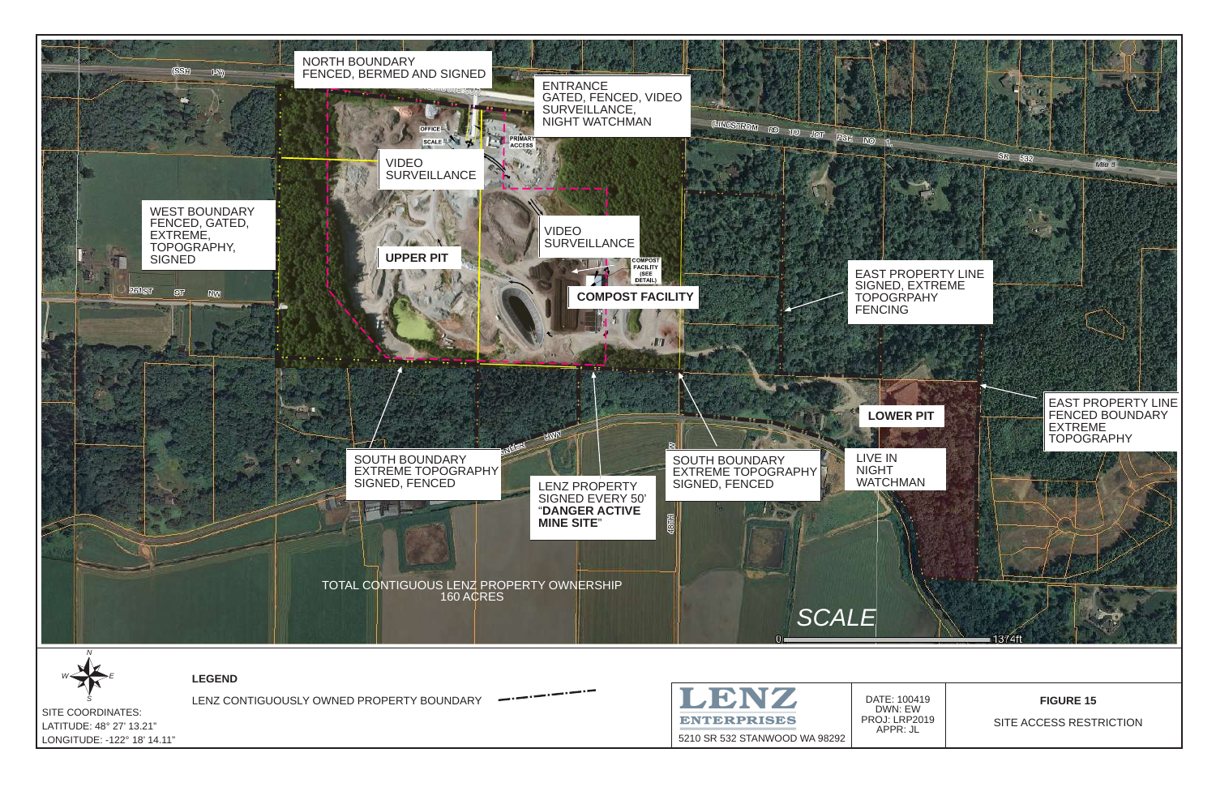NORTH BOUNDARY
FENCED, BERMED AND SIGNED

ENTRANCE
GATED, FENCED, VIDEO
SURVEILLANCE,
NIGHT WATCHMAN

OFFICE

SCALE

PRIMARY ACCESS

VIDEO
SURVEILLANCE

WEST BOUNDARY
FENCED, GATED,
EXTREME,
TOPOGRAPHY,
SIGNED

UPPER PIT

VIDEO
SURVEILLANCE

COMPOST FACILITY (SEE DETAIL)

COMPOST FACILITY

EAST PROPERTY LINE
SIGNED, EXTREME
TOPOGRPAHY
FENCING

LOWER PIT

EAST PROPERTY LINE
FENCED BOUNDARY
EXTREME
TOPOGRAPHY

SOUTH BOUNDARY
EXTREME TOPOGRAPHY
SIGNED, FENCED

LENZ PROPERTY
SIGNED EVERY 50'
"**DANGER ACTIVE MINE SITE**"

SOUTH BOUNDARY
EXTREME TOPOGRAPHY
SIGNED, FENCED

LIVE IN
NIGHT
WATCHMAN

TOTAL CONTIGUOUS LENZ PROPERTY OWNERSHIP
160 ACRES

*SCALE*

0 — 1374ft

SITE COORDINATES:
LATITUDE: 48° 27' 13.21"
LONGITUDE: -122° 18' 14.11"

**LEGEND**

LENZ CONTIGUOUSLY OWNED PROPERTY BOUNDARY

LENZ ENTERPRISES
5210 SR 532 STANWOOD WA 98292

DATE: 100419
DWN: EW
PROJ: LRP2019
APPR: JL

**FIGURE 15**

SITE ACCESS RESTRICTION